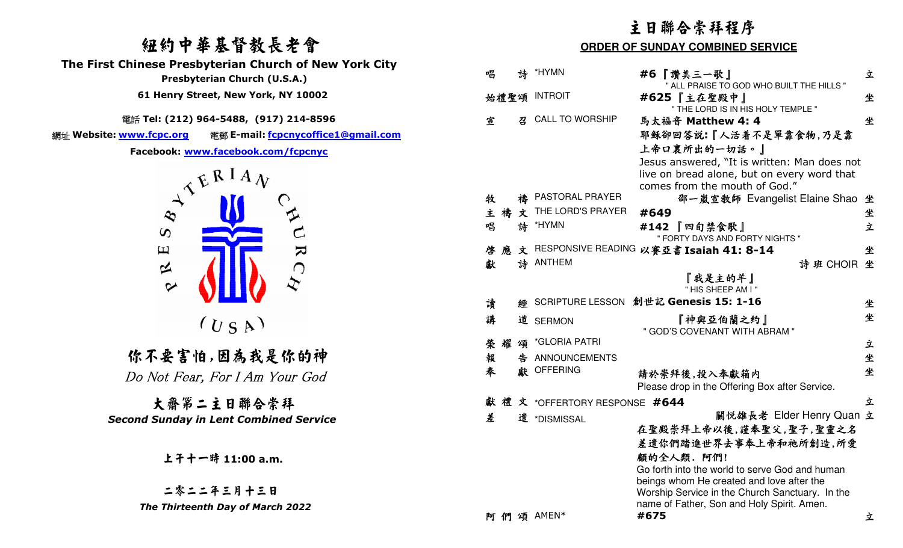# 紐約中華基督教長老會

## The First Chinese Presbyterian Church of New York City

**Presbyterian Church (U.S.A.)**

**61 Henry Street, New York, NY 10002**

電話 **Tel: (212) 964-5488, (917) 214-8596**

網址 **Website: www.fcpc.org** 電郵 **E-mail: fcpcnycoffice1@gmail.com**

**Facebook: www.facebook.com/fcpcnyc**

PRESBYTERIAN CHURCH (USA)

## 你不要害怕,因為我是你的神

*Do Not Fear, For I Am Your God*

## 大齋第二主日聯合崇拜

***Second Sunday in Lent Combined Service***

**上午十一時 11:00 a.m.**

**二零二二年三月十三日**

***The Thirteenth Day of March 2022***

# 主日聯合崇拜程序

## ORDER OF SUNDAY COMBINED SERVICE

| | | | |
|---|---|---|---|
| 唱 詩 | *HYMN | **#6『讚美三一歌』** " ALL PRAISE TO GOD WHO BUILT THE HILLS " | 立 |
| 始禮聖頌 | INTROIT | **#625『主在聖殿中』** " THE LORD IS IN HIS HOLY TEMPLE " | 坐 |
| 宣 召 | CALL TO WORSHIP | 馬太福音 **Matthew 4: 4** 耶穌卻回答說:『人活着不是單靠食物,乃是靠上帝口裏所出的一切話。』 Jesus answered, "It is written: Man does not live on bread alone, but on every word that comes from the mouth of God." | 坐 |
| 牧 禱 | PASTORAL PRAYER | 邵一嵐宣教師 Evangelist Elaine Shao | 坐 |
| 主禱文 | THE LORD'S PRAYER | **#649** | 坐 |
| 唱 詩 | *HYMN | **#142『四旬禁食歌』** " FORTY DAYS AND FORTY NIGHTS " | 立 |
| 啓應文 | RESPONSIVE READING | 以賽亞書 **Isaiah 41: 8-14** | 坐 |
| 獻 詩 | ANTHEM | 詩班 CHOIR 『我是主的羊』 " HIS SHEEP AM I " | 坐 |
| 讀 經 | SCRIPTURE LESSON | 創世記 **Genesis 15: 1-16** | 坐 |
| 講 道 | SERMON | 『神與亞伯蘭之約』 " GOD'S COVENANT WITH ABRAM " | 坐 |
| 榮耀頌 | *GLORIA PATRI | | 立 |
| 報 告 | ANNOUNCEMENTS | | 坐 |
| 奉 獻 | OFFERING | 請於崇拜後,投入奉獻箱內 Please drop in the Offering Box after Service. | 坐 |
| 獻禮文 | *OFFERTORY RESPONSE | **#644** | 立 |
| 差 遣 | *DISMISSAL | 關悅雄長老 Elder Henry Quan 在聖殿崇拜上帝以後,謹奉聖父,聖子,聖靈之名差遣你們踏進世界去事奉上帝和祂所創造,所愛顧的全人類. 阿們! Go forth into the world to serve God and human beings whom He created and love after the Worship Service in the Church Sanctuary. In the name of Father, Son and Holy Spirit. Amen. | 立 |
| 阿們頌 | AMEN* | **#675** | 立 |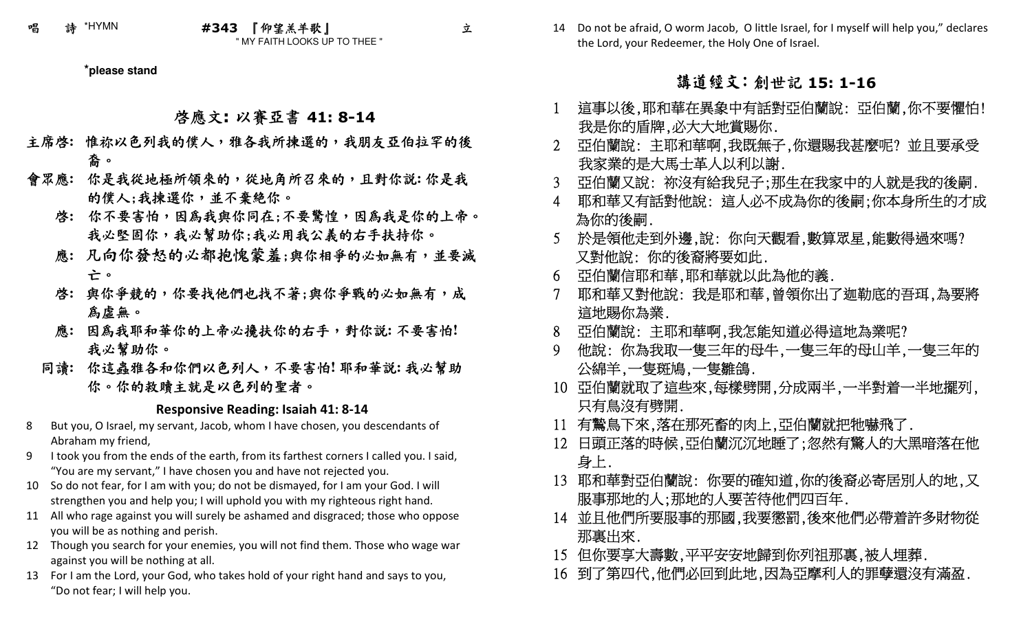唱　詩 *HYMN　　**#343 『仰望羔羊歌』**　　立
" MY FAITH LOOKS UP TO THEE "

**\*please stand**

## 啓應文: 以賽亞書 41: 8-14

**主席啓: 惟祢以色列我的僕人，雅各我所揀選的，我朋友亞伯拉罕的後裔。**

**會眾應: 你是我從地極所領來的，從地角所召來的，且對你說: 你是我的僕人;我揀選你，並不棄絕你。**

**啓: 你不要害怕，因爲我與你同在;不要驚惶，因爲我是你的上帝。我必堅固你，我必幫助你;我必用我公義的右手扶持你。**

**應: 凡向你發怒的必都抱愧蒙羞;與你相爭的必如無有，並要滅亡。**

**啓: 與你爭競的，你要找他們也找不著;與你爭戰的必如無有，成爲虛無。**

**應: 因爲我耶和華你的上帝必攙扶你的右手，對你說: 不要害怕! 我必幫助你。**

**同讀: 你這蟲雅各和你們以色列人，不要害怕! 耶和華說: 我必幫助你。你的救贖主就是以色列的聖者。**

### Responsive Reading: Isaiah 41: 8-14

8 But you, O Israel, my servant, Jacob, whom I have chosen, you descendants of Abraham my friend,
9 I took you from the ends of the earth, from its farthest corners I called you. I said, "You are my servant," I have chosen you and have not rejected you.
10 So do not fear, for I am with you; do not be dismayed, for I am your God. I will strengthen you and help you; I will uphold you with my righteous right hand.
11 All who rage against you will surely be ashamed and disgraced; those who oppose you will be as nothing and perish.
12 Though you search for your enemies, you will not find them. Those who wage war against you will be nothing at all.
13 For I am the Lord, your God, who takes hold of your right hand and says to you, "Do not fear; I will help you.
14 Do not be afraid, O worm Jacob, O little Israel, for I myself will help you," declares the Lord, your Redeemer, the Holy One of Israel.

## 講道經文: 創世記 15: 1-16

1 這事以後,耶和華在異象中有話對亞伯蘭說: 亞伯蘭,你不要懼怕! 我是你的盾牌,必大大地賞賜你.
2 亞伯蘭說: 主耶和華啊,我既無子,你還賜我甚麼呢? 並且要承受我家業的是大馬士革人以利以謝.
3 亞伯蘭又說: 祢沒有給我兒子;那生在我家中的人就是我的後嗣.
4 耶和華又有話對他說: 這人必不成為你的後嗣;你本身所生的才成為你的後嗣.
5 於是領他走到外邊,說: 你向天觀看,數算眾星,能數得過來嗎? 又對他說: 你的後裔將要如此.
6 亞伯蘭信耶和華,耶和華就以此為他的義.
7 耶和華又對他說: 我是耶和華,曾領你出了迦勒底的吾珥,為要將這地賜你為業.
8 亞伯蘭說: 主耶和華啊,我怎能知道必得這地為業呢?
9 他說: 你為我取一隻三年的母牛,一隻三年的母山羊,一隻三年的公綿羊,一隻斑鳩,一隻雛鴿.
10 亞伯蘭就取了這些來,每樣劈開,分成兩半,一半對着一半地擺列,只有鳥沒有劈開.
11 有鷙鳥下來,落在那死畜的肉上,亞伯蘭就把牠嚇飛了.
12 日頭正落的時候,亞伯蘭沉沉地睡了;忽然有驚人的大黑暗落在他身上.
13 耶和華對亞伯蘭說: 你要的確知道,你的後裔必寄居別人的地,又服事那地的人;那地的人要苦待他們四百年.
14 並且他們所要服事的那國,我要懲罰,後來他們必帶着許多財物從那裏出來.
15 但你要享大壽數,平平安安地歸到你列祖那裏,被人埋葬.
16 到了第四代,他們必回到此地,因為亞摩利人的罪孽還沒有滿盈.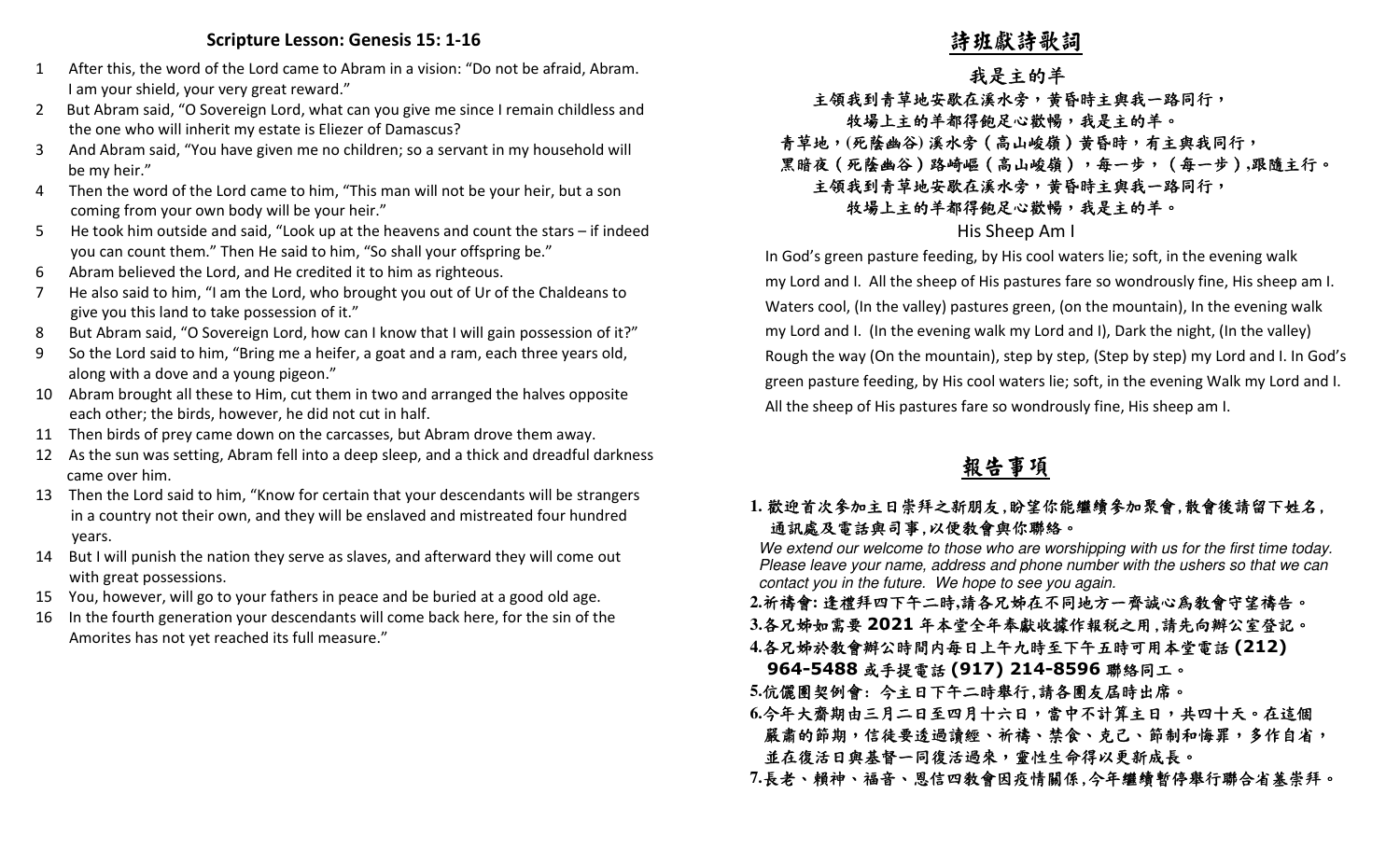## Scripture Lesson: Genesis 15: 1-16

1. After this, the word of the Lord came to Abram in a vision: "Do not be afraid, Abram. I am your shield, your very great reward."
2. But Abram said, "O Sovereign Lord, what can you give me since I remain childless and the one who will inherit my estate is Eliezer of Damascus?
3. And Abram said, "You have given me no children; so a servant in my household will be my heir."
4. Then the word of the Lord came to him, "This man will not be your heir, but a son coming from your own body will be your heir."
5. He took him outside and said, "Look up at the heavens and count the stars – if indeed you can count them." Then He said to him, "So shall your offspring be."
6. Abram believed the Lord, and He credited it to him as righteous.
7. He also said to him, "I am the Lord, who brought you out of Ur of the Chaldeans to give you this land to take possession of it."
8. But Abram said, "O Sovereign Lord, how can I know that I will gain possession of it?"
9. So the Lord said to him, "Bring me a heifer, a goat and a ram, each three years old, along with a dove and a young pigeon."
10. Abram brought all these to Him, cut them in two and arranged the halves opposite each other; the birds, however, he did not cut in half.
11. Then birds of prey came down on the carcasses, but Abram drove them away.
12. As the sun was setting, Abram fell into a deep sleep, and a thick and dreadful darkness came over him.
13. Then the Lord said to him, "Know for certain that your descendants will be strangers in a country not their own, and they will be enslaved and mistreated four hundred years.
14. But I will punish the nation they serve as slaves, and afterward they will come out with great possessions.
15. You, however, will go to your fathers in peace and be buried at a good old age.
16. In the fourth generation your descendants will come back here, for the sin of the Amorites has not yet reached its full measure."

# 詩班獻詩歌詞

## 我是主的羊

主領我到青草地安歇在溪水旁，黃昏時主與我一路同行，
牧場上主的羊都得飽足心歡暢，我是主的羊。
青草地，(死蔭幽谷) 溪水旁（高山峻嶺）黃昏時，有主與我同行，
黑暗夜（死蔭幽谷）路崎嶇（高山峻嶺），每一步，（每一步）,跟隨主行。
主領我到青草地安歇在溪水旁，黃昏時主與我一路同行，
牧場上主的羊都得飽足心歡暢，我是主的羊。

## His Sheep Am I

In God's green pasture feeding, by His cool waters lie; soft, in the evening walk my Lord and I. All the sheep of His pastures fare so wondrously fine, His sheep am I. Waters cool, (In the valley) pastures green, (on the mountain), In the evening walk my Lord and I. (In the evening walk my Lord and I), Dark the night, (In the valley) Rough the way (On the mountain), step by step, (Step by step) my Lord and I. In God's green pasture feeding, by His cool waters lie; soft, in the evening Walk my Lord and I. All the sheep of His pastures fare so wondrously fine, His sheep am I.

# 報告事項

**1.** 歡迎首次參加主日崇拜之新朋友,盼望你能繼續參加聚會,散會後請留下姓名,通訊處及電話與司事,以便教會與你聯絡。

*We extend our welcome to those who are worshipping with us for the first time today. Please leave your name, address and phone number with the ushers so that we can contact you in the future. We hope to see you again.*

**2.**祈禱會: 逢禮拜四下午二時,請各兄姊在不同地方一齊誠心爲教會守望禱告。

**3.**各兄姊如需要 **2021** 年本堂全年奉獻收據作報稅之用,請先向辦公室登記。

**4.**各兄姊於教會辦公時間內每日上午九時至下午五時可用本堂電話 **(212) 964-5488** 或手提電話 **(917) 214-8596** 聯絡同工。

**5.**伉儷團契例會: 今主日下午二時舉行,請各團友屆時出席。

**6.**今年大齋期由三月二日至四月十六日，當中不計算主日，共四十天。在這個嚴肅的節期，信徒要透過讀經、祈禱、禁食、克己、節制和悔罪，多作自省，並在復活日與基督一同復活過來，靈性生命得以更新成長。

**7.**長老、賴神、福音、恩信四教會因疫情關係,今年繼續暫停舉行聯合省墓崇拜。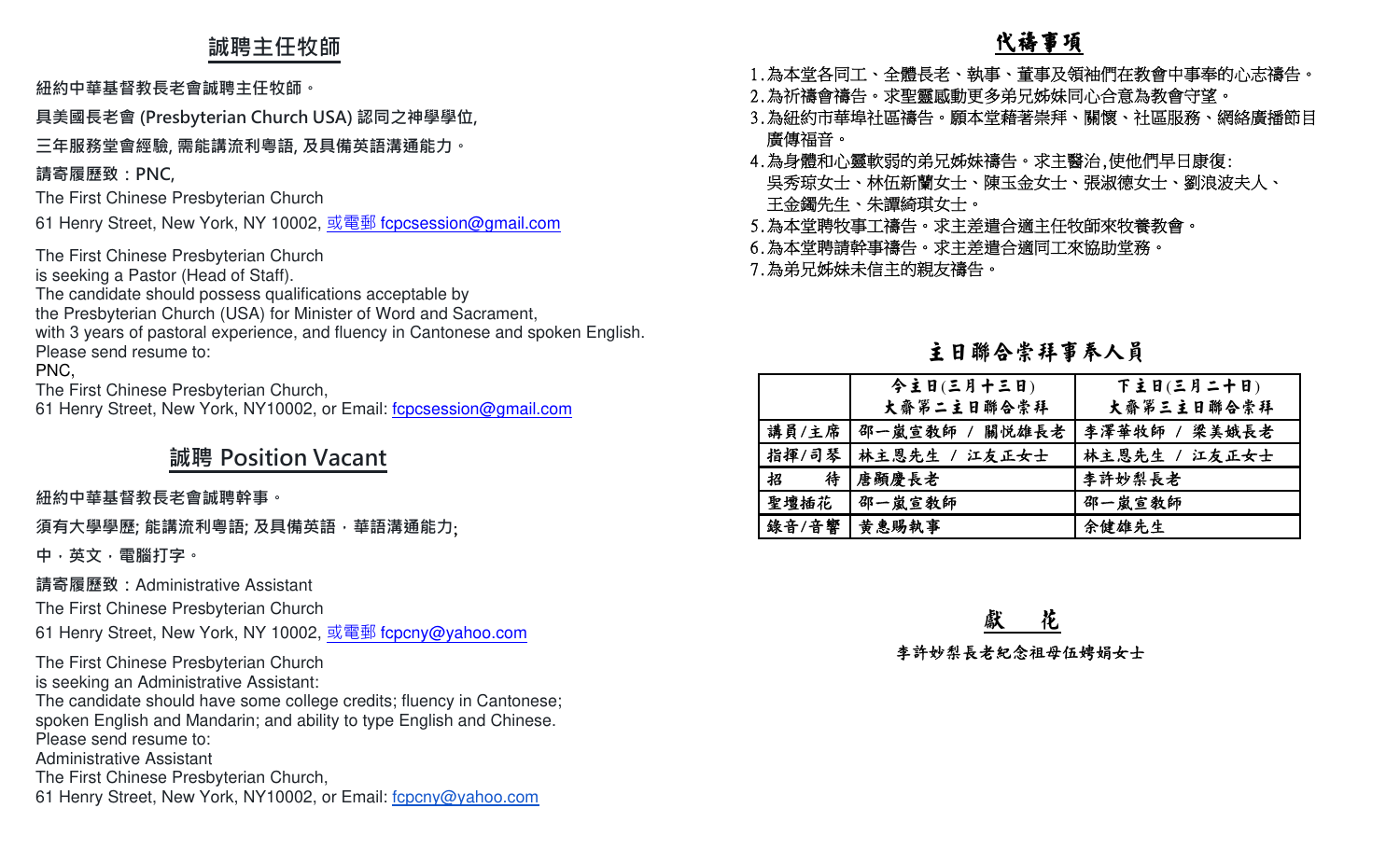## 誠聘主任牧師

**紐約中華基督教長老會誠聘主任牧師。**

**具美國長老會 (Presbyterian Church USA) 認同之神學學位,**

**三年服務堂會經驗, 需能講流利粵語, 及具備英語溝通能力。**

**請寄履歷致：PNC,**

The First Chinese Presbyterian Church

61 Henry Street, New York, NY 10002, 或電郵 fcpcsession@gmail.com

The First Chinese Presbyterian Church
is seeking a Pastor (Head of Staff).
The candidate should possess qualifications acceptable by
the Presbyterian Church (USA) for Minister of Word and Sacrament,
with 3 years of pastoral experience, and fluency in Cantonese and spoken English.
Please send resume to:
PNC,
The First Chinese Presbyterian Church,
61 Henry Street, New York, NY10002, or Email: fcpcsession@gmail.com

## 誠聘 Position Vacant

**紐約中華基督教長老會誠聘幹事。**

**須有大學學歷; 能講流利粵語; 及具備英語．華語溝通能力;**

**中．英文．電腦打字。**

**請寄履歷致：**Administrative Assistant

The First Chinese Presbyterian Church

61 Henry Street, New York, NY 10002, 或電郵 fcpcny@yahoo.com

The First Chinese Presbyterian Church
is seeking an Administrative Assistant:
The candidate should have some college credits; fluency in Cantonese;
spoken English and Mandarin; and ability to type English and Chinese.
Please send resume to:
Administrative Assistant
The First Chinese Presbyterian Church,
61 Henry Street, New York, NY10002, or Email: fcpcny@yahoo.com

## 代禱事項

1. 為本堂各同工、全體長老、執事、董事及領袖們在教會中事奉的心志禱告。
2. 為祈禱會禱告。求聖靈感動更多弟兄姊妹同心合意為教會守望。
3. 為紐約市華埠社區禱告。願本堂藉著崇拜、關懷、社區服務、網絡廣播節目廣傳福音。
4. 為身體和心靈軟弱的弟兄姊妹禱告。求主醫治,使他們早日康復:
   吳秀琼女士、林伍新蘭女士、陳玉金女士、張淑德女士、劉浪波夫人、
   王金鐲先生、朱譚綺琪女士。
5. 為本堂聘牧事工禱告。求主差遣合適主任牧師來牧養教會。
6. 為本堂聘請幹事禱告。求主差遣合適同工來協助堂務。
7. 為弟兄姊妹未信主的親友禱告。

## 主日聯合崇拜事奉人員

| | 今主日(三月十三日)<br>大齋第二主日聯合崇拜 | 下主日(三月二十日)<br>大齋第三主日聯合崇拜 |
|---|---|---|
| 講員/主席 | 邵一嵐宣教師 / 關悦雄長老 | 李澤華牧師 / 梁美娥長老 |
| 指揮/司琴 | 林主恩先生 / 江友正女士 | 林主恩先生 / 江友正女士 |
| 招　　待 | 唐顯慶長老 | 李許妙梨長老 |
| 聖壇插花 | 邵一嵐宣教師 | 邵一嵐宣教師 |
| 錄音/音響 | 黃惠賜執事 | 余健雄先生 |

## 獻　花

李許妙梨長老紀念祖母伍娉娟女士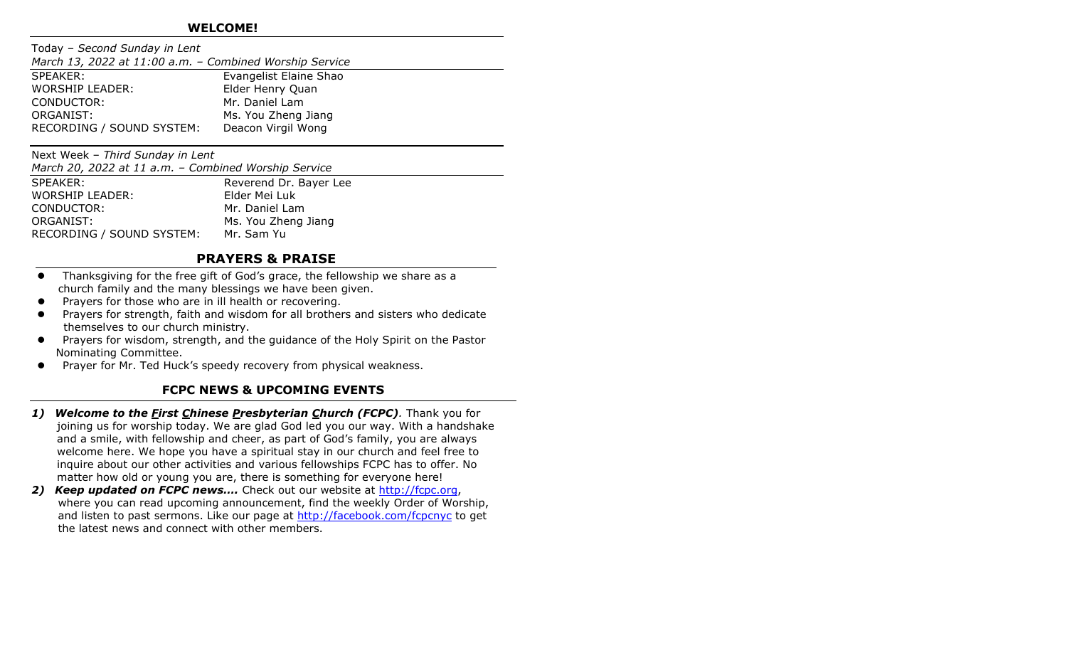## WELCOME!

Today – *Second Sunday in Lent*
*March 13, 2022 at 11:00 a.m. – Combined Worship Service*

| | |
|---|---|
| SPEAKER: | Evangelist Elaine Shao |
| WORSHIP LEADER: | Elder Henry Quan |
| CONDUCTOR: | Mr. Daniel Lam |
| ORGANIST: | Ms. You Zheng Jiang |
| RECORDING / SOUND SYSTEM: | Deacon Virgil Wong |

Next Week – *Third Sunday in Lent*
*March 20, 2022 at 11 a.m. – Combined Worship Service*

| | |
|---|---|
| SPEAKER: | Reverend Dr. Bayer Lee |
| WORSHIP LEADER: | Elder Mei Luk |
| CONDUCTOR: | Mr. Daniel Lam |
| ORGANIST: | Ms. You Zheng Jiang |
| RECORDING / SOUND SYSTEM: | Mr. Sam Yu |

## PRAYERS & PRAISE

- Thanksgiving for the free gift of God's grace, the fellowship we share as a church family and the many blessings we have been given.
- Prayers for those who are in ill health or recovering.
- Prayers for strength, faith and wisdom for all brothers and sisters who dedicate themselves to our church ministry.
- Prayers for wisdom, strength, and the guidance of the Holy Spirit on the Pastor Nominating Committee.
- Prayer for Mr. Ted Huck's speedy recovery from physical weakness.

## FCPC NEWS & UPCOMING EVENTS

1) ***Welcome to the First Chinese Presbyterian Church (FCPC)**.* Thank you for joining us for worship today. We are glad God led you our way. With a handshake and a smile, with fellowship and cheer, as part of God's family, you are always welcome here. We hope you have a spiritual stay in our church and feel free to inquire about our other activities and various fellowships FCPC has to offer. No matter how old or young you are, there is something for everyone here!
2) ***Keep updated on FCPC news….*** Check out our website at http://fcpc.org, where you can read upcoming announcement, find the weekly Order of Worship, and listen to past sermons. Like our page at http://facebook.com/fcpcnyc to get the latest news and connect with other members.